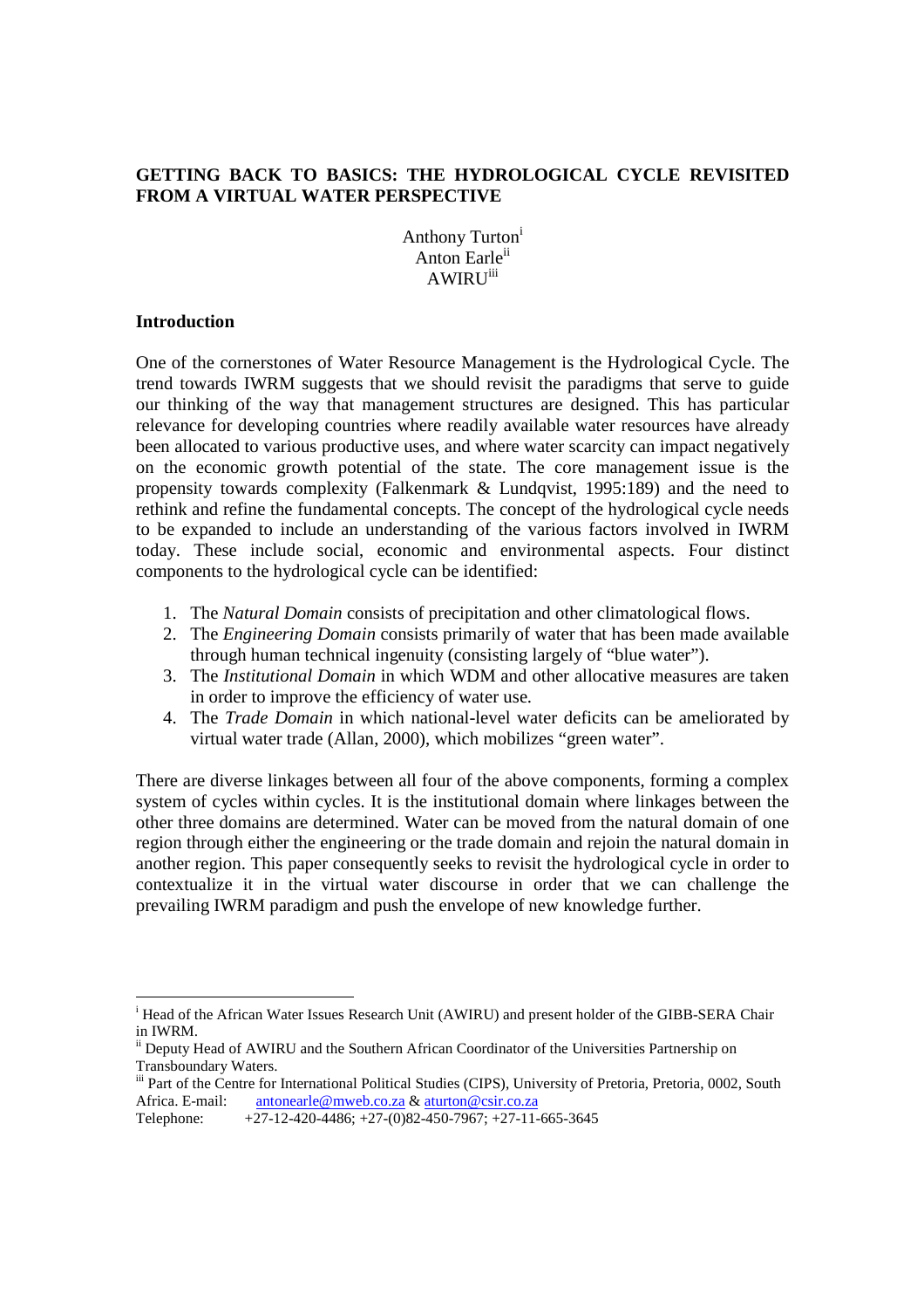**GETTING BACK TO BASICS: THE HYDROLOGICAL CYCLE REVISITED FROM A VIRTUAL WATER PERSPECTIVE**

Anthony Turton[i]
Anton Earle[ii]
AWIRU[iii]

**Introduction**

One of the cornerstones of Water Resource Management is the Hydrological Cycle. The trend towards IWRM suggests that we should revisit the paradigms that serve to guide our thinking of the way that management structures are designed. This has particular relevance for developing countries where readily available water resources have already been allocated to various productive uses, and where water scarcity can impact negatively on the economic growth potential of the state. The core management issue is the propensity towards complexity (Falkenmark & Lundqvist, 1995:189) and the need to rethink and refine the fundamental concepts. The concept of the hydrological cycle needs to be expanded to include an understanding of the various factors involved in IWRM today. These include social, economic and environmental aspects. Four distinct components to the hydrological cycle can be identified:

1. The *Natural Domain* consists of precipitation and other climatological flows.
2. The *Engineering Domain* consists primarily of water that has been made available through human technical ingenuity (consisting largely of "blue water").
3. The *Institutional Domain* in which WDM and other allocative measures are taken in order to improve the efficiency of water use.
4. The *Trade Domain* in which national-level water deficits can be ameliorated by virtual water trade (Allan, 2000), which mobilizes "green water".

There are diverse linkages between all four of the above components, forming a complex system of cycles within cycles. It is the institutional domain where linkages between the other three domains are determined. Water can be moved from the natural domain of one region through either the engineering or the trade domain and rejoin the natural domain in another region. This paper consequently seeks to revisit the hydrological cycle in order to contextualize it in the virtual water discourse in order that we can challenge the prevailing IWRM paradigm and push the envelope of new knowledge further.

---

[i] Head of the African Water Issues Research Unit (AWIRU) and present holder of the GIBB-SERA Chair in IWRM.

[ii] Deputy Head of AWIRU and the Southern African Coordinator of the Universities Partnership on Transboundary Waters.

[iii] Part of the Centre for International Political Studies (CIPS), University of Pretoria, Pretoria, 0002, South Africa. E-mail: antonearle@mweb.co.za & aturton@csir.co.za
Telephone: +27-12-420-4486; +27-(0)82-450-7967; +27-11-665-3645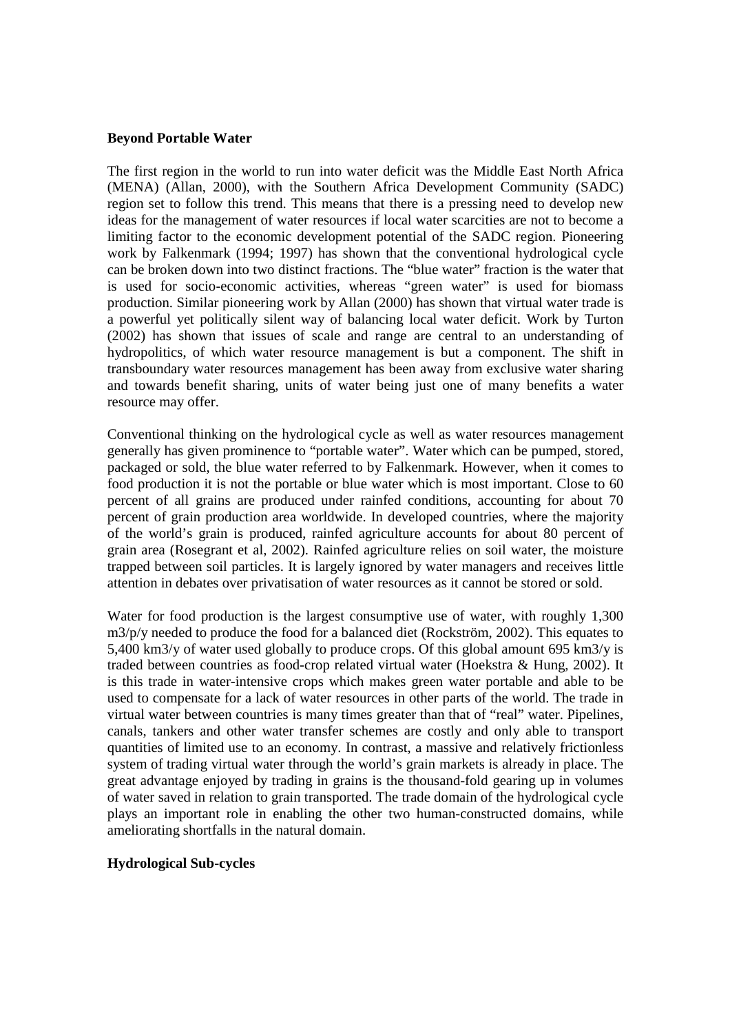**Beyond Portable Water**

The first region in the world to run into water deficit was the Middle East North Africa (MENA) (Allan, 2000), with the Southern Africa Development Community (SADC) region set to follow this trend. This means that there is a pressing need to develop new ideas for the management of water resources if local water scarcities are not to become a limiting factor to the economic development potential of the SADC region. Pioneering work by Falkenmark (1994; 1997) has shown that the conventional hydrological cycle can be broken down into two distinct fractions. The "blue water" fraction is the water that is used for socio-economic activities, whereas "green water" is used for biomass production. Similar pioneering work by Allan (2000) has shown that virtual water trade is a powerful yet politically silent way of balancing local water deficit. Work by Turton (2002) has shown that issues of scale and range are central to an understanding of hydropolitics, of which water resource management is but a component. The shift in transboundary water resources management has been away from exclusive water sharing and towards benefit sharing, units of water being just one of many benefits a water resource may offer.

Conventional thinking on the hydrological cycle as well as water resources management generally has given prominence to "portable water". Water which can be pumped, stored, packaged or sold, the blue water referred to by Falkenmark. However, when it comes to food production it is not the portable or blue water which is most important. Close to 60 percent of all grains are produced under rainfed conditions, accounting for about 70 percent of grain production area worldwide. In developed countries, where the majority of the world's grain is produced, rainfed agriculture accounts for about 80 percent of grain area (Rosegrant et al, 2002). Rainfed agriculture relies on soil water, the moisture trapped between soil particles. It is largely ignored by water managers and receives little attention in debates over privatisation of water resources as it cannot be stored or sold.

Water for food production is the largest consumptive use of water, with roughly 1,300 m3/p/y needed to produce the food for a balanced diet (Rockström, 2002). This equates to 5,400 km3/y of water used globally to produce crops. Of this global amount 695 km3/y is traded between countries as food-crop related virtual water (Hoekstra & Hung, 2002). It is this trade in water-intensive crops which makes green water portable and able to be used to compensate for a lack of water resources in other parts of the world. The trade in virtual water between countries is many times greater than that of "real" water. Pipelines, canals, tankers and other water transfer schemes are costly and only able to transport quantities of limited use to an economy. In contrast, a massive and relatively frictionless system of trading virtual water through the world's grain markets is already in place. The great advantage enjoyed by trading in grains is the thousand-fold gearing up in volumes of water saved in relation to grain transported. The trade domain of the hydrological cycle plays an important role in enabling the other two human-constructed domains, while ameliorating shortfalls in the natural domain.

**Hydrological Sub-cycles**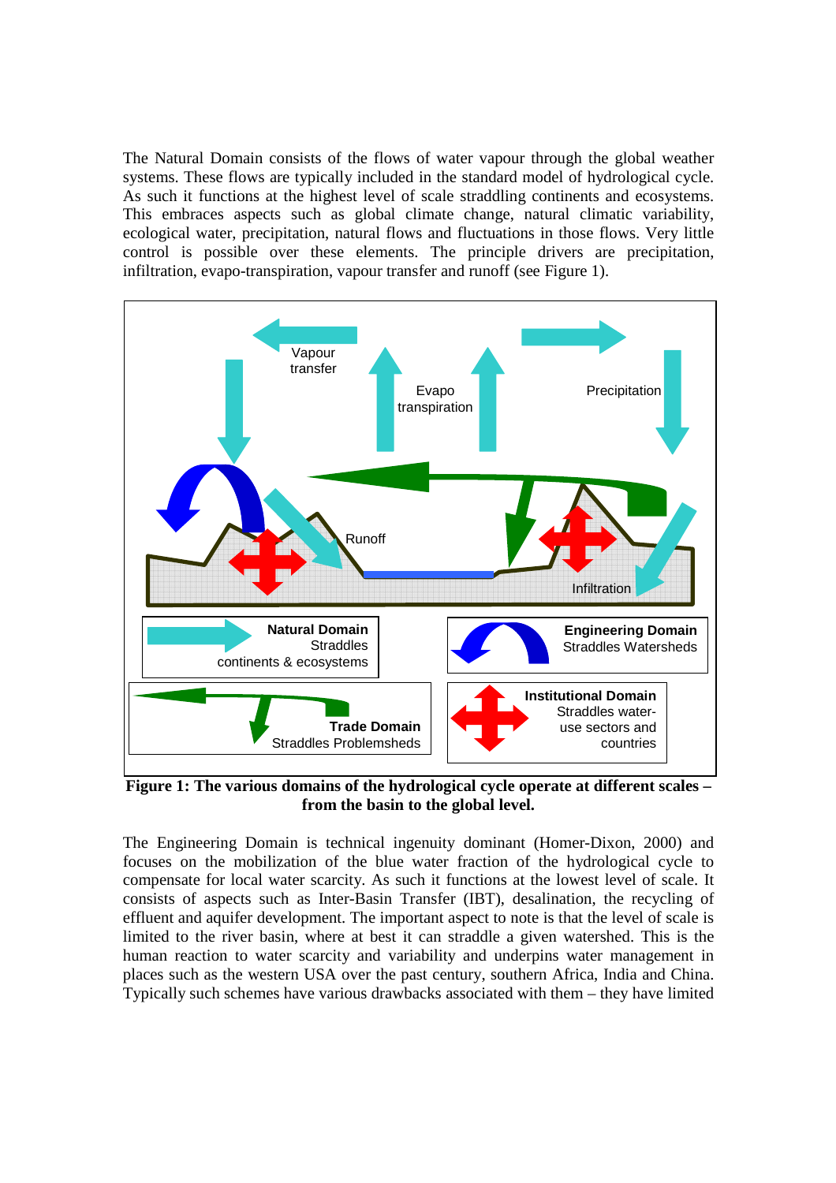The Natural Domain consists of the flows of water vapour through the global weather systems. These flows are typically included in the standard model of hydrological cycle. As such it functions at the highest level of scale straddling continents and ecosystems. This embraces aspects such as global climate change, natural climatic variability, ecological water, precipitation, natural flows and fluctuations in those flows. Very little control is possible over these elements. The principle drivers are precipitation, infiltration, evapo-transpiration, vapour transfer and runoff (see Figure 1).

**Figure 1: The various domains of the hydrological cycle operate at different scales – from the basin to the global level.**

The Engineering Domain is technical ingenuity dominant (Homer-Dixon, 2000) and focuses on the mobilization of the blue water fraction of the hydrological cycle to compensate for local water scarcity. As such it functions at the lowest level of scale. It consists of aspects such as Inter-Basin Transfer (IBT), desalination, the recycling of effluent and aquifer development. The important aspect to note is that the level of scale is limited to the river basin, where at best it can straddle a given watershed. This is the human reaction to water scarcity and variability and underpins water management in places such as the western USA over the past century, southern Africa, India and China. Typically such schemes have various drawbacks associated with them – they have limited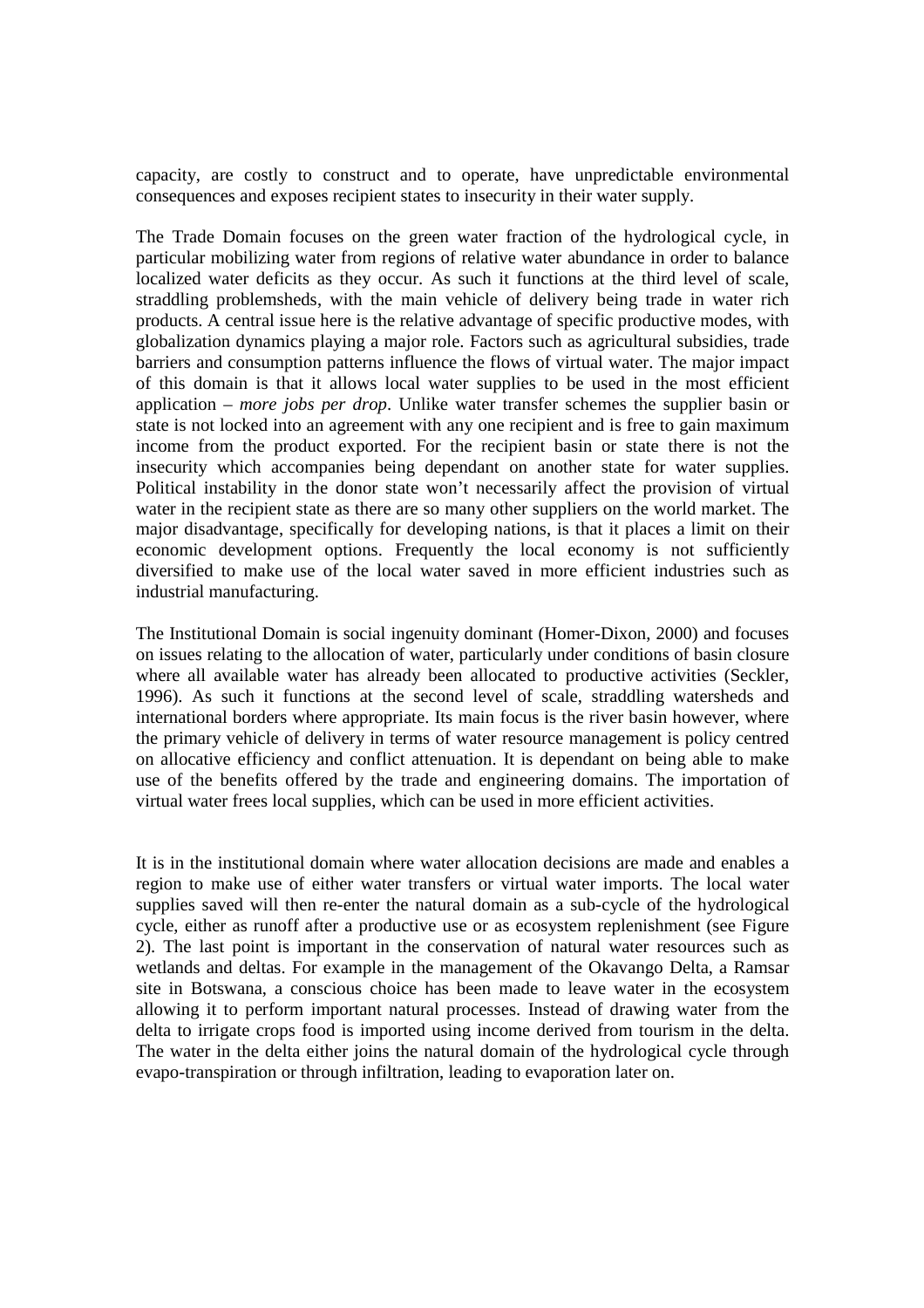capacity, are costly to construct and to operate, have unpredictable environmental consequences and exposes recipient states to insecurity in their water supply.

The Trade Domain focuses on the green water fraction of the hydrological cycle, in particular mobilizing water from regions of relative water abundance in order to balance localized water deficits as they occur. As such it functions at the third level of scale, straddling problemsheds, with the main vehicle of delivery being trade in water rich products. A central issue here is the relative advantage of specific productive modes, with globalization dynamics playing a major role. Factors such as agricultural subsidies, trade barriers and consumption patterns influence the flows of virtual water. The major impact of this domain is that it allows local water supplies to be used in the most efficient application – *more jobs per drop*. Unlike water transfer schemes the supplier basin or state is not locked into an agreement with any one recipient and is free to gain maximum income from the product exported. For the recipient basin or state there is not the insecurity which accompanies being dependant on another state for water supplies. Political instability in the donor state won't necessarily affect the provision of virtual water in the recipient state as there are so many other suppliers on the world market. The major disadvantage, specifically for developing nations, is that it places a limit on their economic development options. Frequently the local economy is not sufficiently diversified to make use of the local water saved in more efficient industries such as industrial manufacturing.

The Institutional Domain is social ingenuity dominant (Homer-Dixon, 2000) and focuses on issues relating to the allocation of water, particularly under conditions of basin closure where all available water has already been allocated to productive activities (Seckler, 1996). As such it functions at the second level of scale, straddling watersheds and international borders where appropriate. Its main focus is the river basin however, where the primary vehicle of delivery in terms of water resource management is policy centred on allocative efficiency and conflict attenuation. It is dependant on being able to make use of the benefits offered by the trade and engineering domains. The importation of virtual water frees local supplies, which can be used in more efficient activities.

It is in the institutional domain where water allocation decisions are made and enables a region to make use of either water transfers or virtual water imports. The local water supplies saved will then re-enter the natural domain as a sub-cycle of the hydrological cycle, either as runoff after a productive use or as ecosystem replenishment (see Figure 2). The last point is important in the conservation of natural water resources such as wetlands and deltas. For example in the management of the Okavango Delta, a Ramsar site in Botswana, a conscious choice has been made to leave water in the ecosystem allowing it to perform important natural processes. Instead of drawing water from the delta to irrigate crops food is imported using income derived from tourism in the delta. The water in the delta either joins the natural domain of the hydrological cycle through evapo-transpiration or through infiltration, leading to evaporation later on.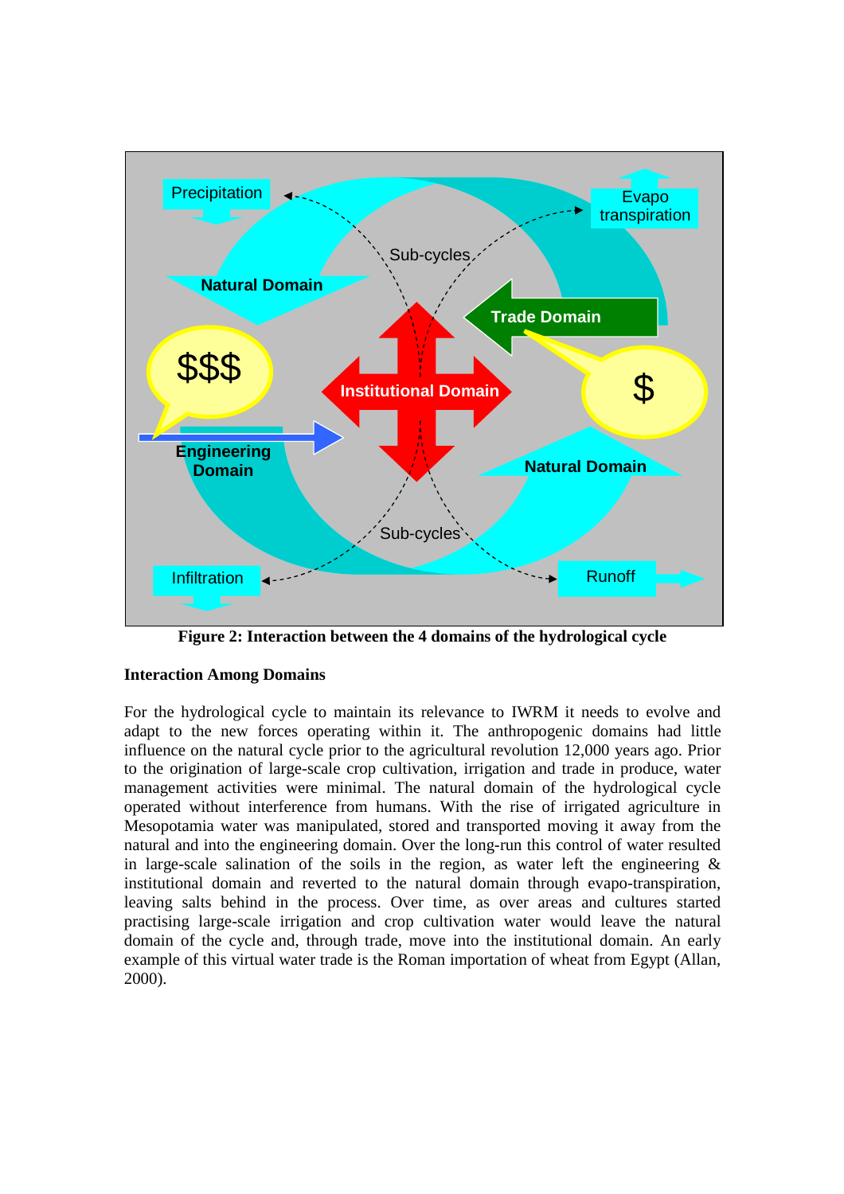**Figure 2: Interaction between the 4 domains of the hydrological cycle**

**Interaction Among Domains**

For the hydrological cycle to maintain its relevance to IWRM it needs to evolve and adapt to the new forces operating within it. The anthropogenic domains had little influence on the natural cycle prior to the agricultural revolution 12,000 years ago. Prior to the origination of large-scale crop cultivation, irrigation and trade in produce, water management activities were minimal. The natural domain of the hydrological cycle operated without interference from humans. With the rise of irrigated agriculture in Mesopotamia water was manipulated, stored and transported moving it away from the natural and into the engineering domain. Over the long-run this control of water resulted in large-scale salination of the soils in the region, as water left the engineering & institutional domain and reverted to the natural domain through evapo-transpiration, leaving salts behind in the process. Over time, as over areas and cultures started practising large-scale irrigation and crop cultivation water would leave the natural domain of the cycle and, through trade, move into the institutional domain. An early example of this virtual water trade is the Roman importation of wheat from Egypt (Allan, 2000).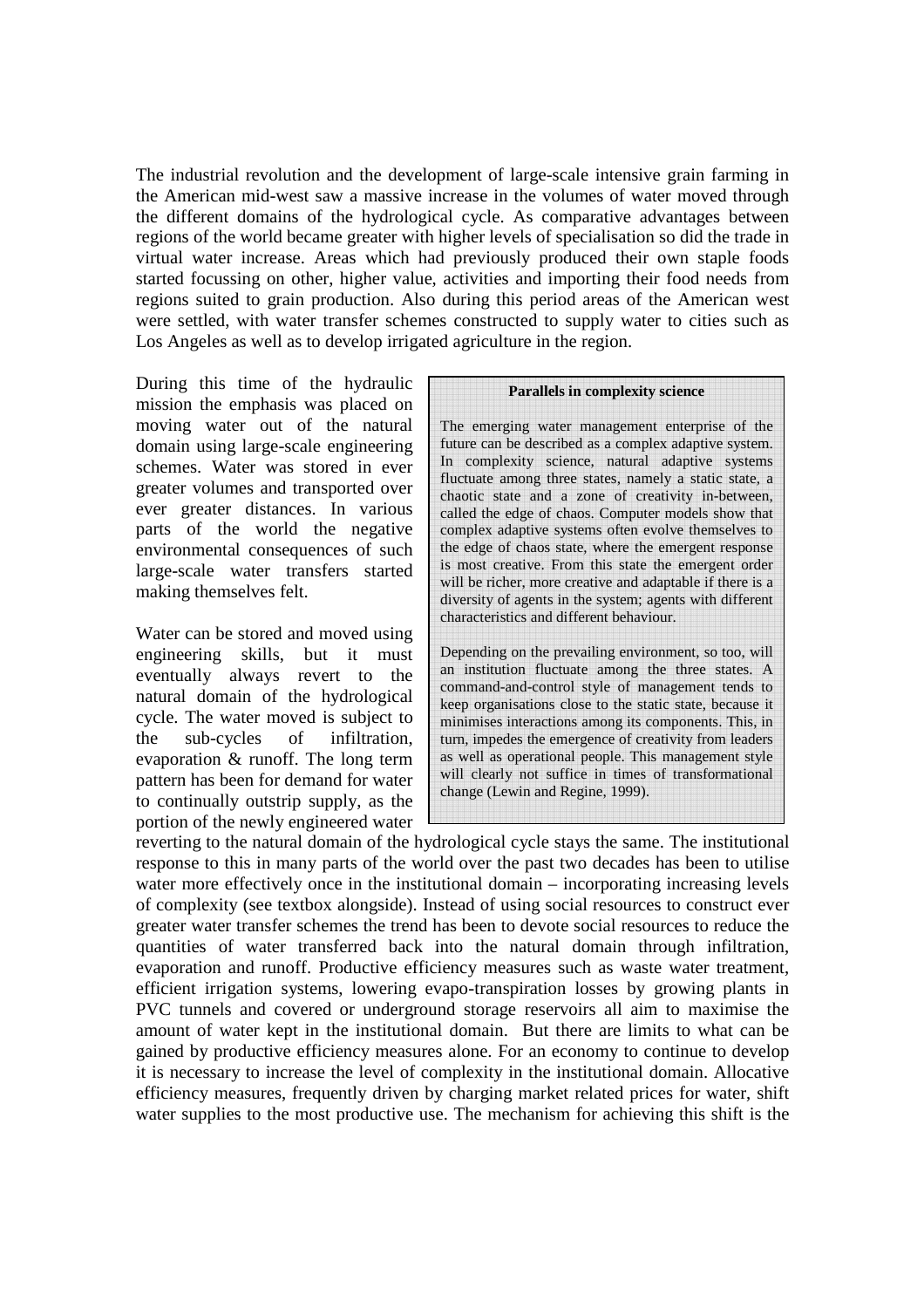The industrial revolution and the development of large-scale intensive grain farming in the American mid-west saw a massive increase in the volumes of water moved through the different domains of the hydrological cycle. As comparative advantages between regions of the world became greater with higher levels of specialisation so did the trade in virtual water increase. Areas which had previously produced their own staple foods started focussing on other, higher value, activities and importing their food needs from regions suited to grain production. Also during this period areas of the American west were settled, with water transfer schemes constructed to supply water to cities such as Los Angeles as well as to develop irrigated agriculture in the region.

During this time of the hydraulic mission the emphasis was placed on moving water out of the natural domain using large-scale engineering schemes. Water was stored in ever greater volumes and transported over ever greater distances. In various parts of the world the negative environmental consequences of such large-scale water transfers started making themselves felt.

Water can be stored and moved using engineering skills, but it must eventually always revert to the natural domain of the hydrological cycle. The water moved is subject to the sub-cycles of infiltration, evaporation & runoff. The long term pattern has been for demand for water to continually outstrip supply, as the portion of the newly engineered water reverting to the natural domain of the hydrological cycle stays the same. The institutional response to this in many parts of the world over the past two decades has been to utilise water more effectively once in the institutional domain – incorporating increasing levels of complexity (see textbox alongside). Instead of using social resources to construct ever greater water transfer schemes the trend has been to devote social resources to reduce the quantities of water transferred back into the natural domain through infiltration, evaporation and runoff. Productive efficiency measures such as waste water treatment, efficient irrigation systems, lowering evapo-transpiration losses by growing plants in PVC tunnels and covered or underground storage reservoirs all aim to maximise the amount of water kept in the institutional domain. But there are limits to what can be gained by productive efficiency measures alone. For an economy to continue to develop it is necessary to increase the level of complexity in the institutional domain. Allocative efficiency measures, frequently driven by charging market related prices for water, shift water supplies to the most productive use. The mechanism for achieving this shift is the

> **Parallels in complexity science**
>
> The emerging water management enterprise of the future can be described as a complex adaptive system. In complexity science, natural adaptive systems fluctuate among three states, namely a static state, a chaotic state and a zone of creativity in-between, called the edge of chaos. Computer models show that complex adaptive systems often evolve themselves to the edge of chaos state, where the emergent response is most creative. From this state the emergent order will be richer, more creative and adaptable if there is a diversity of agents in the system; agents with different characteristics and different behaviour.
>
> Depending on the prevailing environment, so too, will an institution fluctuate among the three states. A command-and-control style of management tends to keep organisations close to the static state, because it minimises interactions among its components. This, in turn, impedes the emergence of creativity from leaders as well as operational people. This management style will clearly not suffice in times of transformational change (Lewin and Regine, 1999).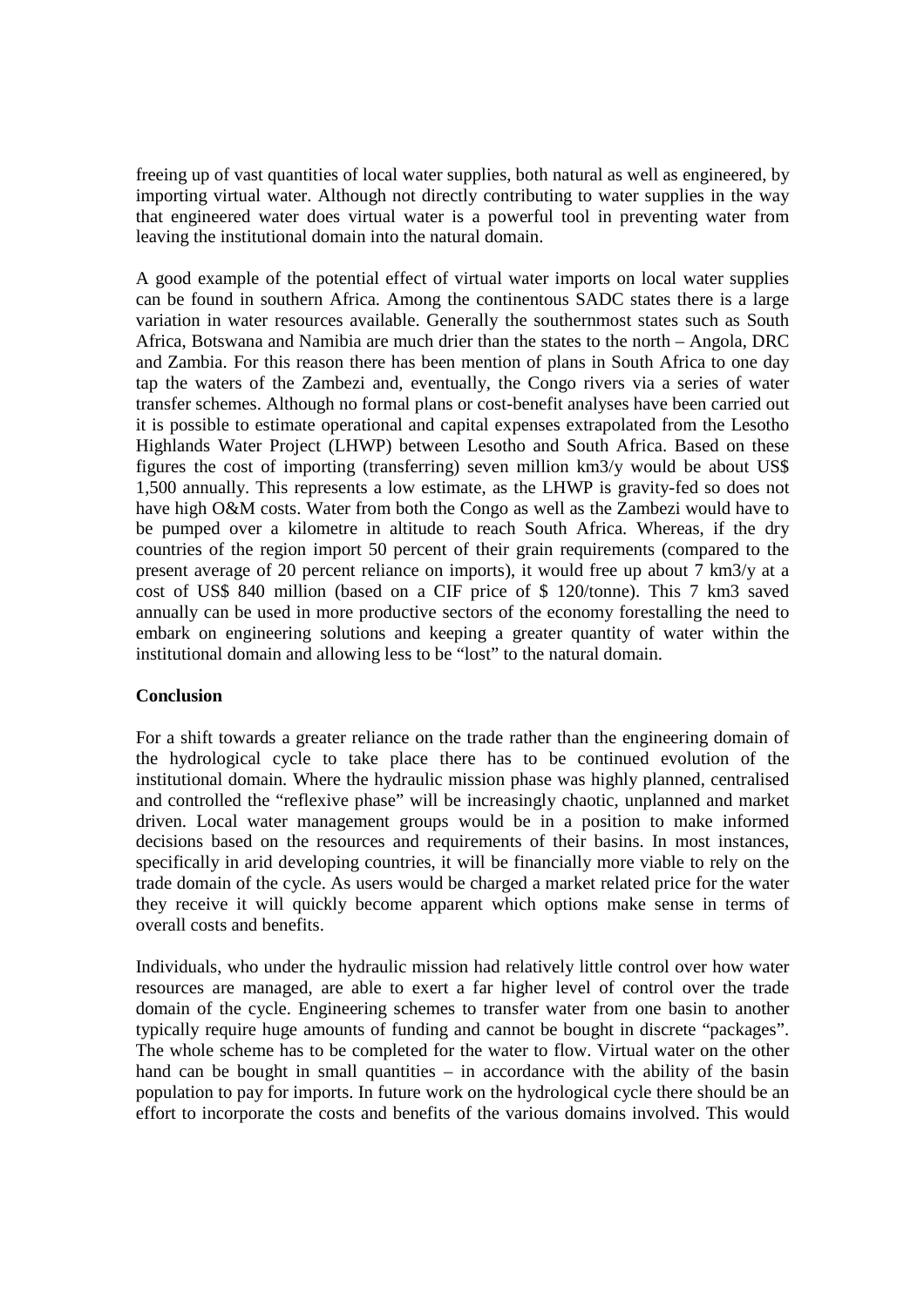freeing up of vast quantities of local water supplies, both natural as well as engineered, by importing virtual water. Although not directly contributing to water supplies in the way that engineered water does virtual water is a powerful tool in preventing water from leaving the institutional domain into the natural domain.

A good example of the potential effect of virtual water imports on local water supplies can be found in southern Africa. Among the continentous SADC states there is a large variation in water resources available. Generally the southernmost states such as South Africa, Botswana and Namibia are much drier than the states to the north – Angola, DRC and Zambia. For this reason there has been mention of plans in South Africa to one day tap the waters of the Zambezi and, eventually, the Congo rivers via a series of water transfer schemes. Although no formal plans or cost-benefit analyses have been carried out it is possible to estimate operational and capital expenses extrapolated from the Lesotho Highlands Water Project (LHWP) between Lesotho and South Africa. Based on these figures the cost of importing (transferring) seven million km3/y would be about US$ 1,500 annually. This represents a low estimate, as the LHWP is gravity-fed so does not have high O&M costs. Water from both the Congo as well as the Zambezi would have to be pumped over a kilometre in altitude to reach South Africa. Whereas, if the dry countries of the region import 50 percent of their grain requirements (compared to the present average of 20 percent reliance on imports), it would free up about 7 km3/y at a cost of US$ 840 million (based on a CIF price of $ 120/tonne). This 7 km3 saved annually can be used in more productive sectors of the economy forestalling the need to embark on engineering solutions and keeping a greater quantity of water within the institutional domain and allowing less to be "lost" to the natural domain.

**Conclusion**

For a shift towards a greater reliance on the trade rather than the engineering domain of the hydrological cycle to take place there has to be continued evolution of the institutional domain. Where the hydraulic mission phase was highly planned, centralised and controlled the "reflexive phase" will be increasingly chaotic, unplanned and market driven. Local water management groups would be in a position to make informed decisions based on the resources and requirements of their basins. In most instances, specifically in arid developing countries, it will be financially more viable to rely on the trade domain of the cycle. As users would be charged a market related price for the water they receive it will quickly become apparent which options make sense in terms of overall costs and benefits.

Individuals, who under the hydraulic mission had relatively little control over how water resources are managed, are able to exert a far higher level of control over the trade domain of the cycle. Engineering schemes to transfer water from one basin to another typically require huge amounts of funding and cannot be bought in discrete "packages". The whole scheme has to be completed for the water to flow. Virtual water on the other hand can be bought in small quantities – in accordance with the ability of the basin population to pay for imports. In future work on the hydrological cycle there should be an effort to incorporate the costs and benefits of the various domains involved. This would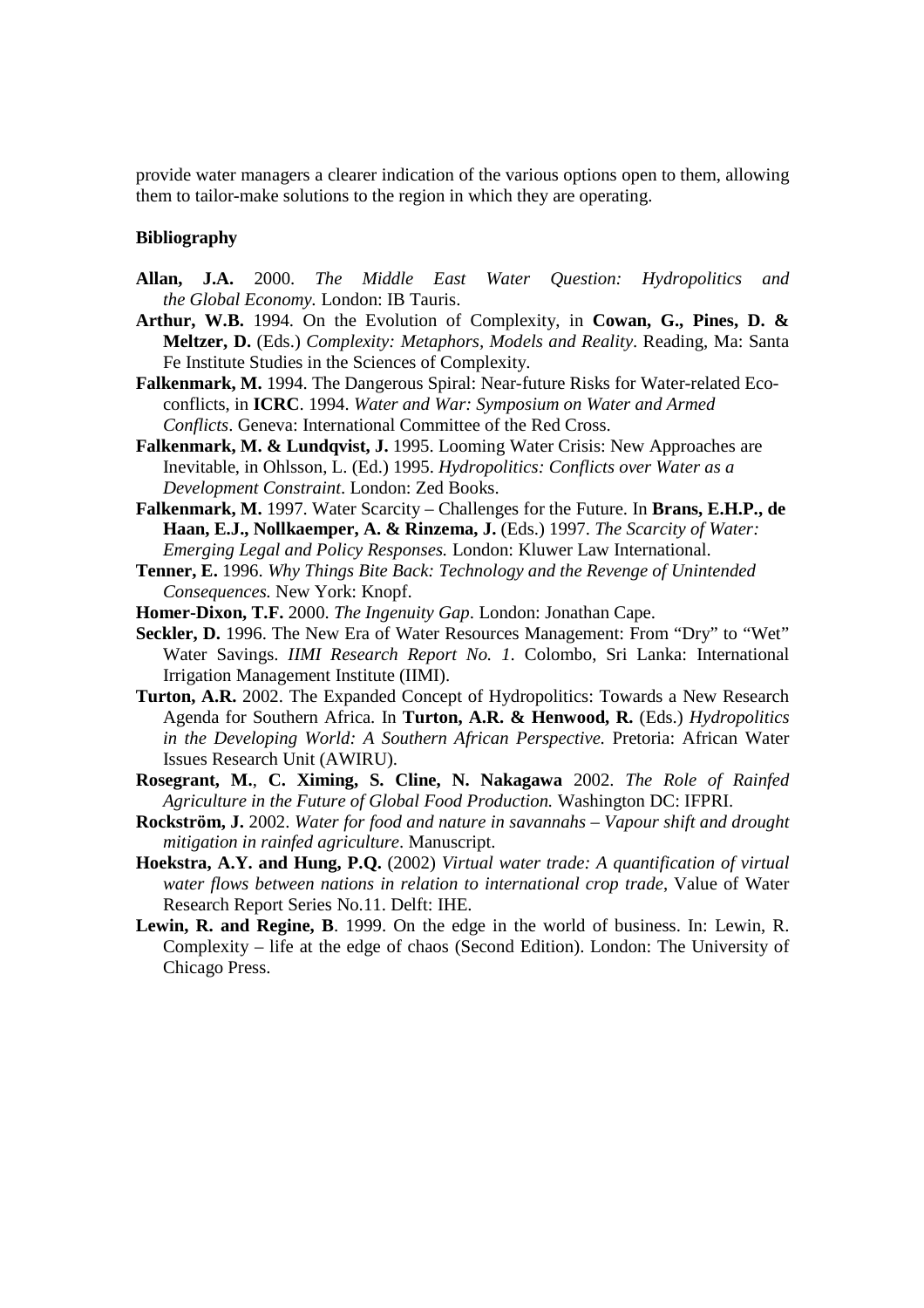provide water managers a clearer indication of the various options open to them, allowing them to tailor-make solutions to the region in which they are operating.

**Bibliography**

**Allan, J.A.** 2000. *The Middle East Water Question: Hydropolitics and the Global Economy*. London: IB Tauris.

**Arthur, W.B.** 1994. On the Evolution of Complexity, in **Cowan, G., Pines, D. & Meltzer, D.** (Eds.) *Complexity: Metaphors, Models and Reality*. Reading, Ma: Santa Fe Institute Studies in the Sciences of Complexity.

**Falkenmark, M.** 1994. The Dangerous Spiral: Near-future Risks for Water-related Eco-conflicts, in **ICRC**. 1994. *Water and War: Symposium on Water and Armed Conflicts*. Geneva: International Committee of the Red Cross.

**Falkenmark, M. & Lundqvist, J.** 1995. Looming Water Crisis: New Approaches are Inevitable, in Ohlsson, L. (Ed.) 1995. *Hydropolitics: Conflicts over Water as a Development Constraint*. London: Zed Books.

**Falkenmark, M.** 1997. Water Scarcity – Challenges for the Future. In **Brans, E.H.P., de Haan, E.J., Nollkaemper, A. & Rinzema, J.** (Eds.) 1997. *The Scarcity of Water: Emerging Legal and Policy Responses.* London: Kluwer Law International.

**Tenner, E.** 1996. *Why Things Bite Back: Technology and the Revenge of Unintended Consequences.* New York: Knopf.

**Homer-Dixon, T.F.** 2000. *The Ingenuity Gap*. London: Jonathan Cape.

**Seckler, D.** 1996. The New Era of Water Resources Management: From "Dry" to "Wet" Water Savings. *IIMI Research Report No. 1*. Colombo, Sri Lanka: International Irrigation Management Institute (IIMI).

**Turton, A.R.** 2002. The Expanded Concept of Hydropolitics: Towards a New Research Agenda for Southern Africa. In **Turton, A.R. & Henwood, R.** (Eds.) *Hydropolitics in the Developing World: A Southern African Perspective.* Pretoria: African Water Issues Research Unit (AWIRU).

**Rosegrant, M.**, **C. Ximing, S. Cline, N. Nakagawa** 2002. *The Role of Rainfed Agriculture in the Future of Global Food Production.* Washington DC: IFPRI.

**Rockström, J.** 2002. *Water for food and nature in savannahs – Vapour shift and drought mitigation in rainfed agriculture*. Manuscript.

**Hoekstra, A.Y. and Hung, P.Q.** (2002) *Virtual water trade: A quantification of virtual water flows between nations in relation to international crop trade*, Value of Water Research Report Series No.11. Delft: IHE.

**Lewin, R. and Regine, B**. 1999. On the edge in the world of business. In: Lewin, R. Complexity – life at the edge of chaos (Second Edition). London: The University of Chicago Press.